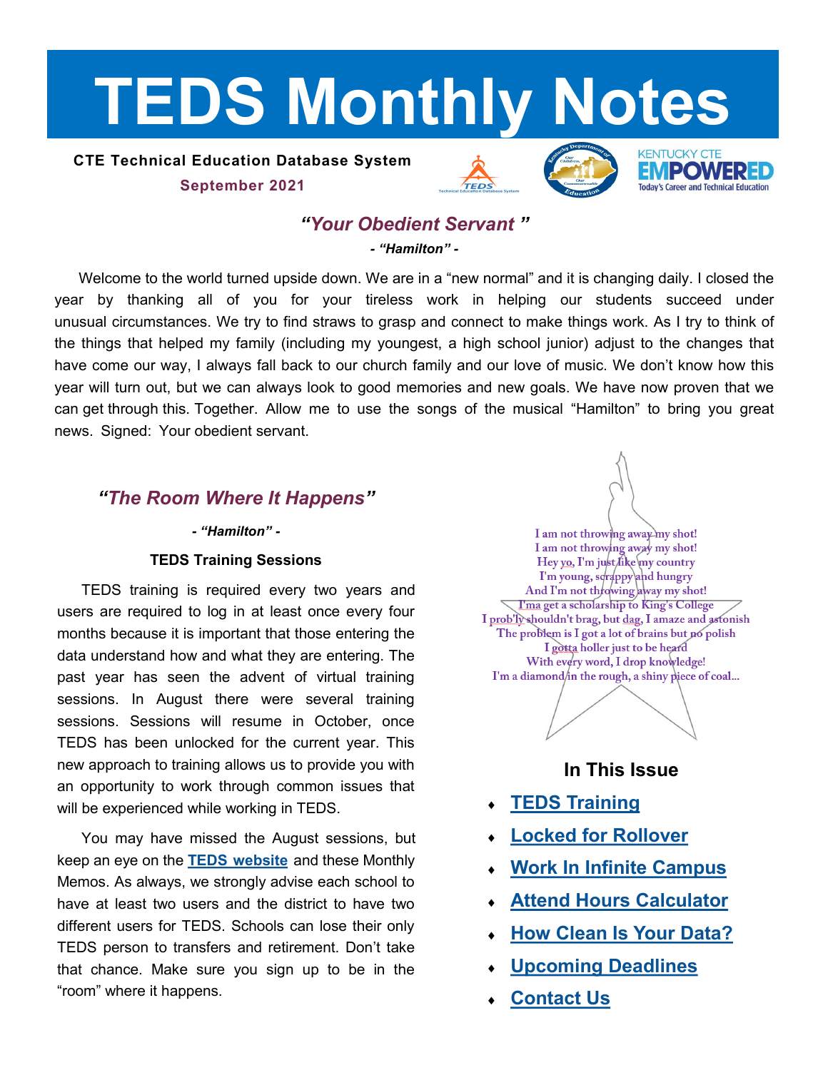# TEDS Monthly Notes

**CTE Technical Education Database System**

**September 2021**

## *"Your Obedient Servant "*

***- "Hamilton" -***

Welcome to the world turned upside down. We are in a "new normal" and it is changing daily. I closed the year by thanking all of you for your tireless work in helping our students succeed under unusual circumstances. We try to find straws to grasp and connect to make things work. As I try to think of the things that helped my family (including my youngest, a high school junior) adjust to the changes that have come our way, I always fall back to our church family and our love of music. We don't know how this year will turn out, but we can always look to good memories and new goals. We have now proven that we can get through this. Together. Allow me to use the songs of the musical "Hamilton" to bring you great news. Signed: Your obedient servant.

## *"The Room Where It Happens"*

***- "Hamilton" -***

### TEDS Training Sessions

TEDS training is required every two years and users are required to log in at least once every four months because it is important that those entering the data understand how and what they are entering. The past year has seen the advent of virtual training sessions. In August there were several training sessions. Sessions will resume in October, once TEDS has been unlocked for the current year. This new approach to training allows us to provide you with an opportunity to work through common issues that will be experienced while working in TEDS.

You may have missed the August sessions, but keep an eye on the **TEDS website** and these Monthly Memos. As always, we strongly advise each school to have at least two users and the district to have two different users for TEDS. Schools can lose their only TEDS person to transfers and retirement. Don't take that chance. Make sure you sign up to be in the "room" where it happens.

I am not throwing away my shot!
I am not throwing away my shot!
Hey yo, I'm just like my country
I'm young, scrappy and hungry
And I'm not throwing away my shot!
I'ma get a scholarship to King's College
I prob'ly shouldn't brag, but dag, I amaze and astonish
The problem is I got a lot of brains but no polish
I gotta holler just to be heard
With every word, I drop knowledge!
I'm a diamond in the rough, a shiny piece of coal...

### In This Issue

- TEDS Training
- Locked for Rollover
- Work In Infinite Campus
- Attend Hours Calculator
- How Clean Is Your Data?
- Upcoming Deadlines
- Contact Us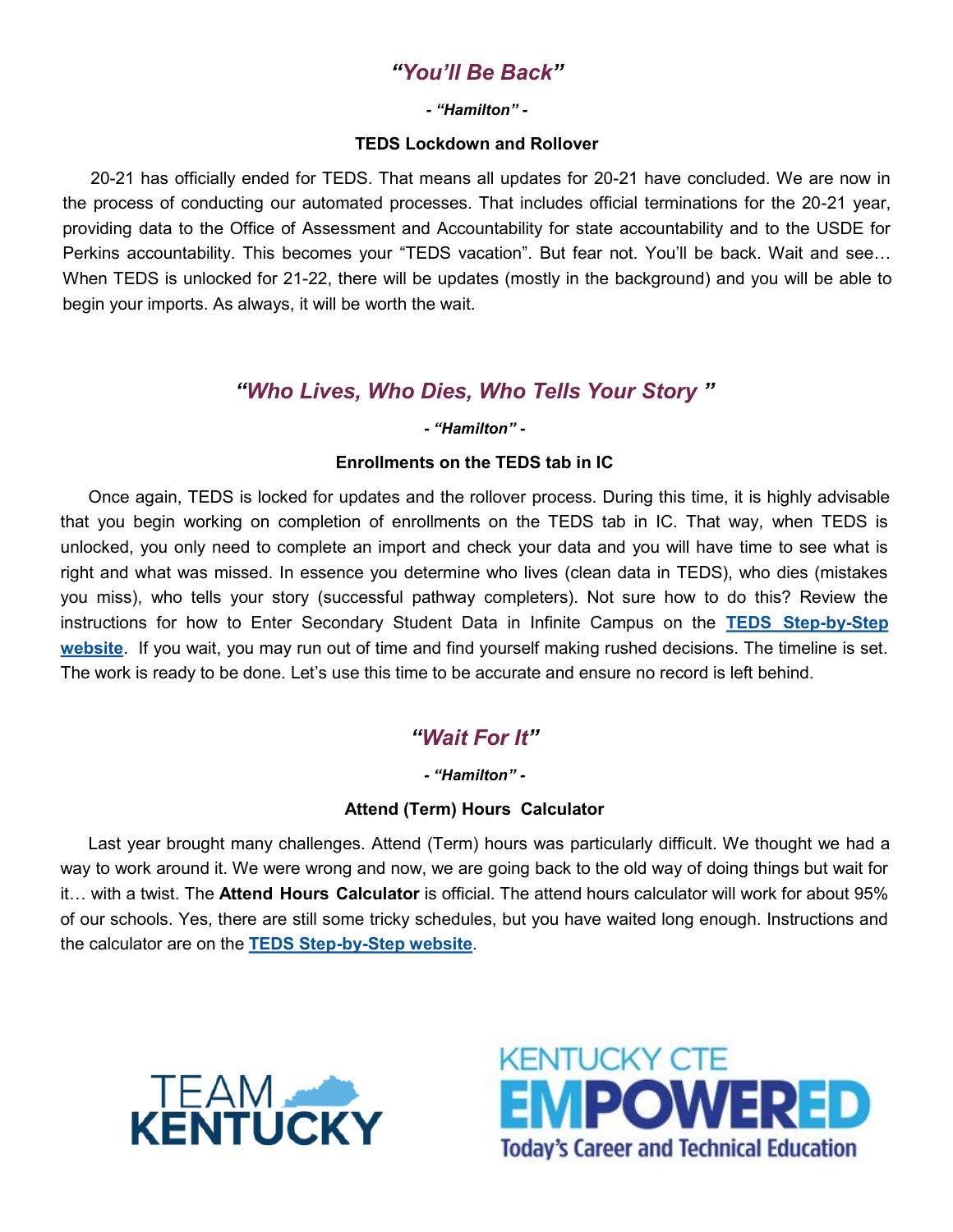## *"You'll Be Back"*

***- "Hamilton" -***

**TEDS Lockdown and Rollover**

20-21 has officially ended for TEDS. That means all updates for 20-21 have concluded. We are now in the process of conducting our automated processes. That includes official terminations for the 20-21 year, providing data to the Office of Assessment and Accountability for state accountability and to the USDE for Perkins accountability. This becomes your "TEDS vacation". But fear not. You'll be back. Wait and see… When TEDS is unlocked for 21-22, there will be updates (mostly in the background) and you will be able to begin your imports. As always, it will be worth the wait.

## *"Who Lives, Who Dies, Who Tells Your Story "*

***- "Hamilton" -***

**Enrollments on the TEDS tab in IC**

Once again, TEDS is locked for updates and the rollover process. During this time, it is highly advisable that you begin working on completion of enrollments on the TEDS tab in IC. That way, when TEDS is unlocked, you only need to complete an import and check your data and you will have time to see what is right and what was missed. In essence you determine who lives (clean data in TEDS), who dies (mistakes you miss), who tells your story (successful pathway completers). Not sure how to do this? Review the instructions for how to Enter Secondary Student Data in Infinite Campus on the **TEDS Step-by-Step website**. If you wait, you may run out of time and find yourself making rushed decisions. The timeline is set. The work is ready to be done. Let's use this time to be accurate and ensure no record is left behind.

## *"Wait For It"*

***- "Hamilton" -***

**Attend (Term) Hours Calculator**

Last year brought many challenges. Attend (Term) hours was particularly difficult. We thought we had a way to work around it. We were wrong and now, we are going back to the old way of doing things but wait for it… with a twist. The **Attend Hours Calculator** is official. The attend hours calculator will work for about 95% of our schools. Yes, there are still some tricky schedules, but you have waited long enough. Instructions and the calculator are on the **TEDS Step-by-Step website**.

TEAM KENTUCKY

KENTUCKY CTE EMPOWERED Today's Career and Technical Education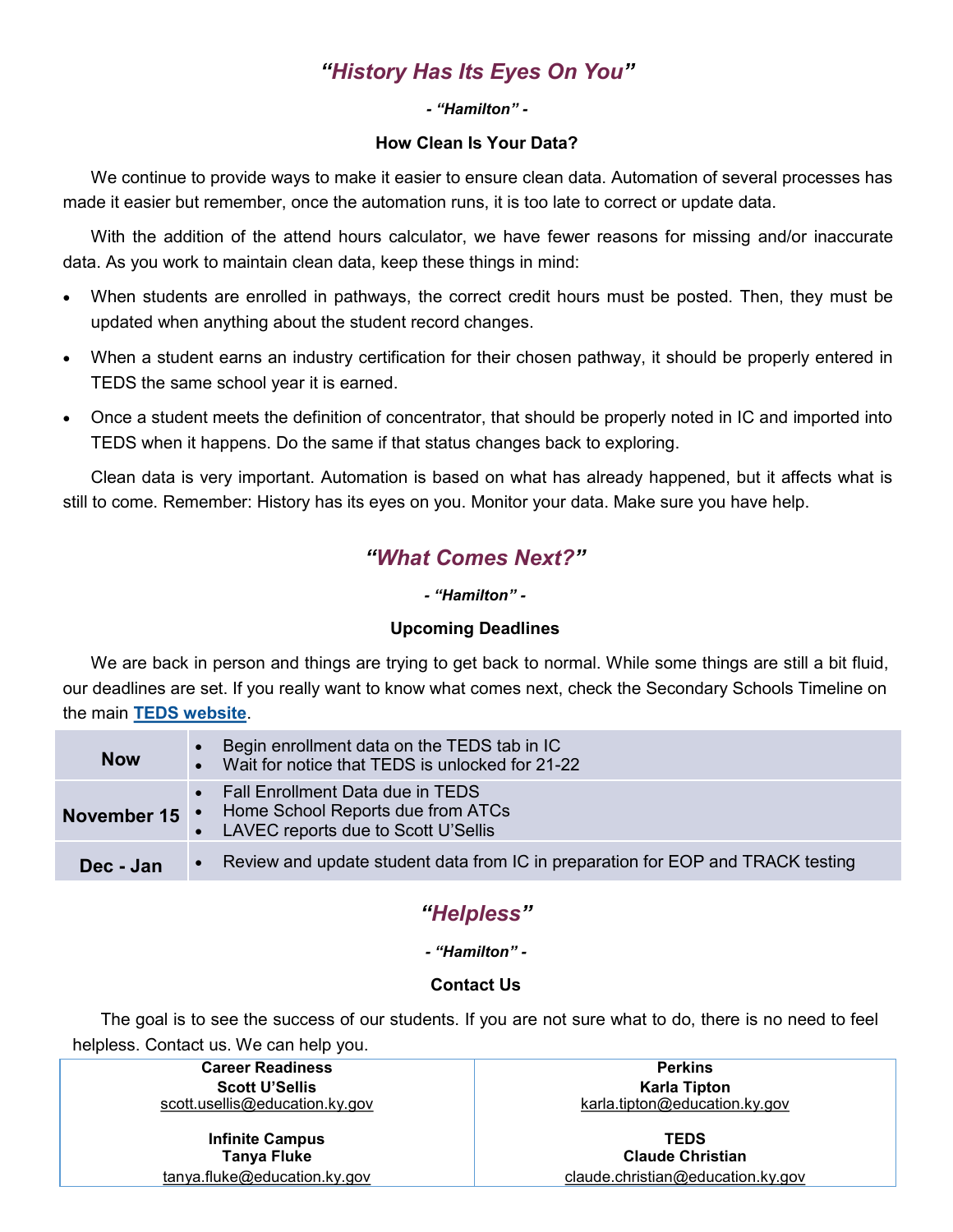## *"History Has Its Eyes On You"*

***- "Hamilton" -***

**How Clean Is Your Data?**

We continue to provide ways to make it easier to ensure clean data. Automation of several processes has made it easier but remember, once the automation runs, it is too late to correct or update data.

With the addition of the attend hours calculator, we have fewer reasons for missing and/or inaccurate data. As you work to maintain clean data, keep these things in mind:

- When students are enrolled in pathways, the correct credit hours must be posted. Then, they must be updated when anything about the student record changes.
- When a student earns an industry certification for their chosen pathway, it should be properly entered in TEDS the same school year it is earned.
- Once a student meets the definition of concentrator, that should be properly noted in IC and imported into TEDS when it happens. Do the same if that status changes back to exploring.

Clean data is very important. Automation is based on what has already happened, but it affects what is still to come. Remember: History has its eyes on you. Monitor your data. Make sure you have help.

## *"What Comes Next?"*

***- "Hamilton" -***

**Upcoming Deadlines**

We are back in person and things are trying to get back to normal. While some things are still a bit fluid, our deadlines are set. If you really want to know what comes next, check the Secondary Schools Timeline on the main **TEDS website**.

| | |
|---|---|
| **Now** | • Begin enrollment data on the TEDS tab in IC<br>• Wait for notice that TEDS is unlocked for 21-22 |
| **November 15** | • Fall Enrollment Data due in TEDS<br>• Home School Reports due from ATCs<br>• LAVEC reports due to Scott U'Sellis |
| **Dec - Jan** | • Review and update student data from IC in preparation for EOP and TRACK testing |

## *"Helpless"*

***- "Hamilton" -***

**Contact Us**

The goal is to see the success of our students. If you are not sure what to do, there is no need to feel helpless. Contact us. We can help you.

| | |
|---|---|
| **Career Readiness**<br>**Scott U'Sellis**<br>scott.usellis@education.ky.gov | **Perkins**<br>**Karla Tipton**<br>karla.tipton@education.ky.gov |
| **Infinite Campus**<br>**Tanya Fluke**<br>tanya.fluke@education.ky.gov | **TEDS**<br>**Claude Christian**<br>claude.christian@education.ky.gov |